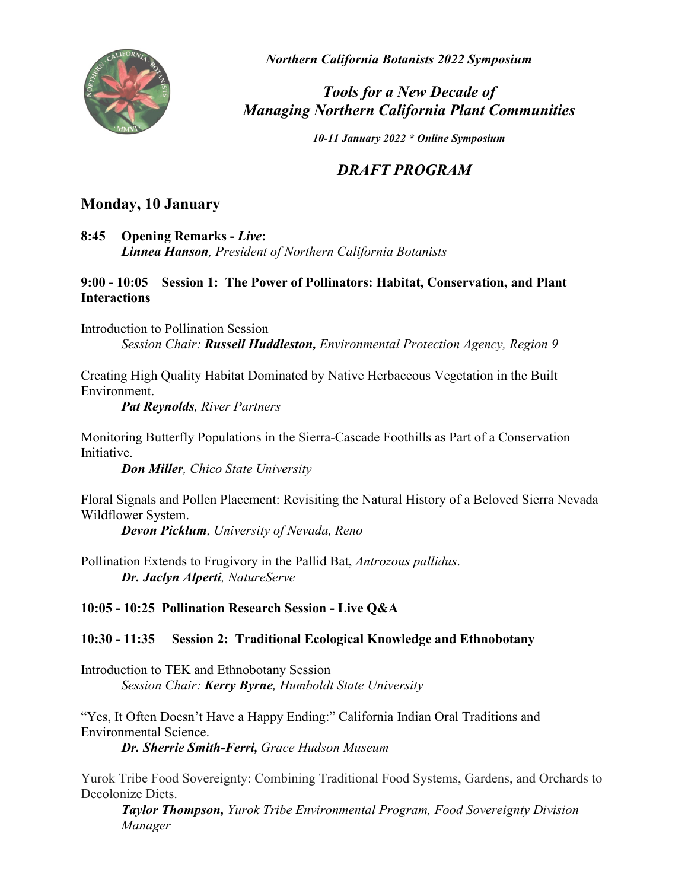*Northern California Botanists 2022 Symposium*

# *Tools for a New Decade of Managing Northern California Plant Communities*

***10-11 January 2022 * Online Symposium***

## *DRAFT PROGRAM*

## Monday, 10 January

**8:45 Opening Remarks - *Live*:**
***Linnea Hanson**, President of Northern California Botanists*

### 9:00 - 10:05 Session 1: The Power of Pollinators: Habitat, Conservation, and Plant Interactions

Introduction to Pollination Session
*Session Chair: **Russell Huddleston,** Environmental Protection Agency, Region 9*

Creating High Quality Habitat Dominated by Native Herbaceous Vegetation in the Built Environment.
***Pat Reynolds**, River Partners*

Monitoring Butterfly Populations in the Sierra-Cascade Foothills as Part of a Conservation Initiative.
***Don Miller**, Chico State University*

Floral Signals and Pollen Placement: Revisiting the Natural History of a Beloved Sierra Nevada Wildflower System.
***Devon Picklum**, University of Nevada, Reno*

Pollination Extends to Frugivory in the Pallid Bat, *Antrozous pallidus*.
***Dr. Jaclyn Alperti**, NatureServe*

### 10:05 - 10:25 Pollination Research Session - Live Q&A

### 10:30 - 11:35 Session 2: Traditional Ecological Knowledge and Ethnobotany

Introduction to TEK and Ethnobotany Session
*Session Chair: **Kerry Byrne**, Humboldt State University*

"Yes, It Often Doesn't Have a Happy Ending:" California Indian Oral Traditions and Environmental Science.
***Dr. Sherrie Smith-Ferri,** Grace Hudson Museum*

Yurok Tribe Food Sovereignty: Combining Traditional Food Systems, Gardens, and Orchards to Decolonize Diets.
***Taylor Thompson,** Yurok Tribe Environmental Program, Food Sovereignty Division Manager*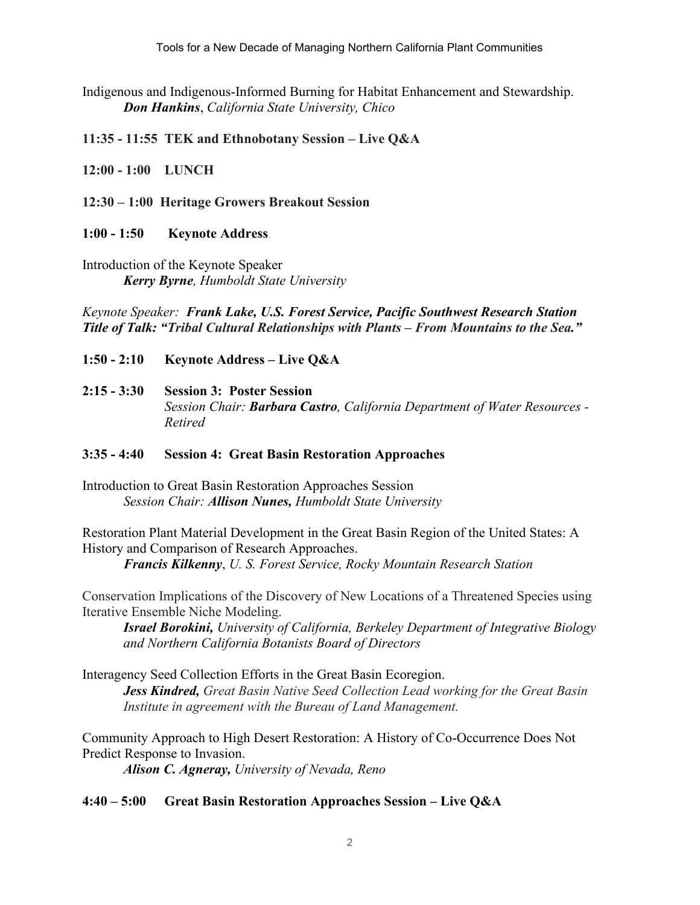Indigenous and Indigenous-Informed Burning for Habitat Enhancement and Stewardship.
*__Don Hankins__, California State University, Chico*

**11:35 - 11:55 TEK and Ethnobotany Session – Live Q&A**

**12:00 - 1:00 LUNCH**

**12:30 – 1:00 Heritage Growers Breakout Session**

**1:00 - 1:50 Keynote Address**

Introduction of the Keynote Speaker
*__Kerry Byrne__, Humboldt State University*

*Keynote Speaker:* ***Frank Lake, U.S. Forest Service, Pacific Southwest Research Station***
***Title of Talk: "Tribal Cultural Relationships with Plants – From Mountains to the Sea."***

**1:50 - 2:10 Keynote Address – Live Q&A**

**2:15 - 3:30 Session 3: Poster Session**
*Session Chair: __Barbara Castro__, California Department of Water Resources - Retired*

**3:35 - 4:40 Session 4: Great Basin Restoration Approaches**

Introduction to Great Basin Restoration Approaches Session
*Session Chair: __Allison Nunes,__ Humboldt State University*

Restoration Plant Material Development in the Great Basin Region of the United States: A History and Comparison of Research Approaches.
*__Francis Kilkenny__, U. S. Forest Service, Rocky Mountain Research Station*

Conservation Implications of the Discovery of New Locations of a Threatened Species using Iterative Ensemble Niche Modeling.
*__Israel Borokini,__ University of California, Berkeley Department of Integrative Biology and Northern California Botanists Board of Directors*

Interagency Seed Collection Efforts in the Great Basin Ecoregion.
*__Jess Kindred,__ Great Basin Native Seed Collection Lead working for the Great Basin Institute in agreement with the Bureau of Land Management.*

Community Approach to High Desert Restoration: A History of Co-Occurrence Does Not Predict Response to Invasion.
*__Alison C. Agneray,__ University of Nevada, Reno*

**4:40 – 5:00 Great Basin Restoration Approaches Session – Live Q&A**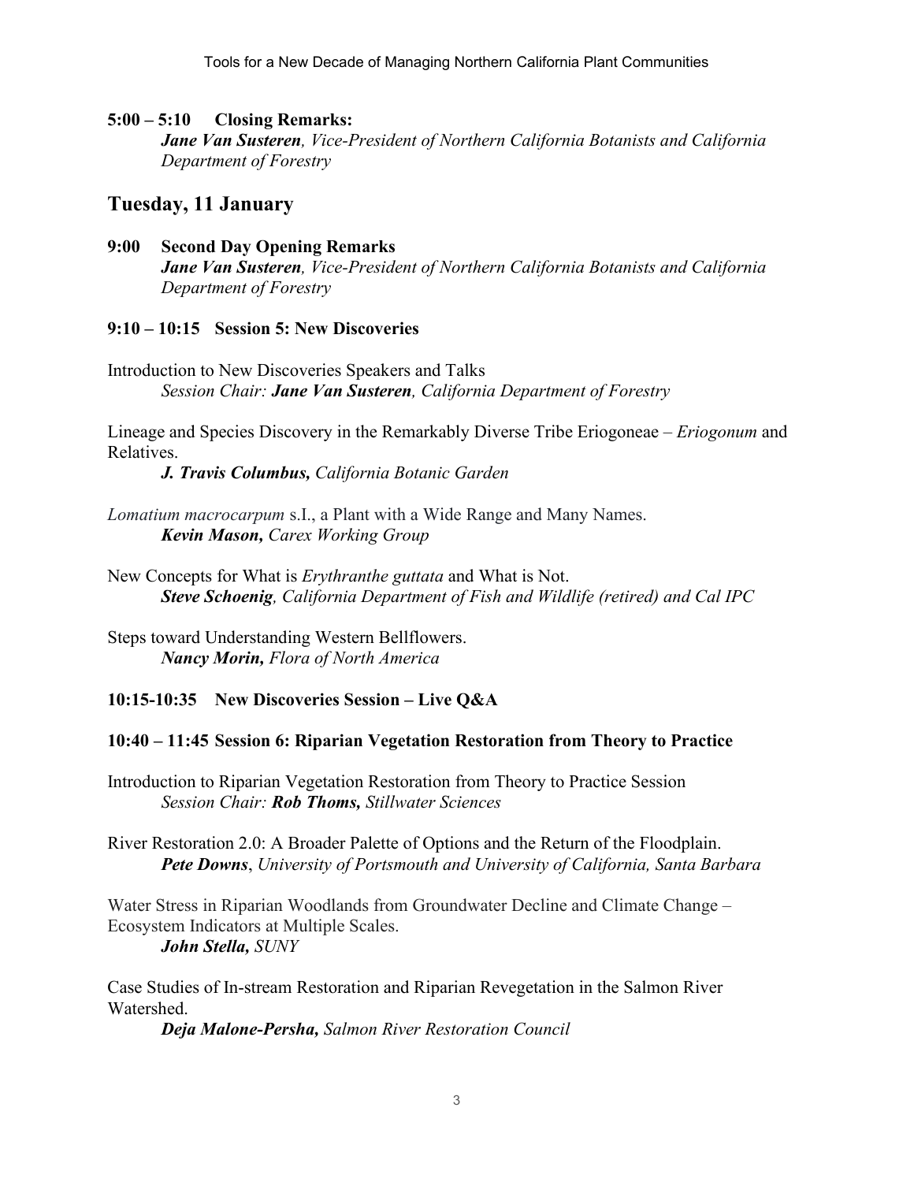**5:00 – 5:10 Closing Remarks:**
***Jane Van Susteren****, Vice-President of Northern California Botanists and California Department of Forestry*

## Tuesday, 11 January

**9:00 Second Day Opening Remarks**
***Jane Van Susteren****, Vice-President of Northern California Botanists and California Department of Forestry*

**9:10 – 10:15 Session 5: New Discoveries**

Introduction to New Discoveries Speakers and Talks
*Session Chair:* ***Jane Van Susteren****, California Department of Forestry*

Lineage and Species Discovery in the Remarkably Diverse Tribe Eriogoneae – *Eriogonum* and Relatives.
***J. Travis Columbus,*** *California Botanic Garden*

*Lomatium macrocarpum* s.I., a Plant with a Wide Range and Many Names.
***Kevin Mason,*** *Carex Working Group*

New Concepts for What is *Erythranthe guttata* and What is Not.
***Steve Schoenig****, California Department of Fish and Wildlife (retired) and Cal IPC*

Steps toward Understanding Western Bellflowers.
***Nancy Morin,*** *Flora of North America*

**10:15-10:35 New Discoveries Session – Live Q&A**

**10:40 – 11:45 Session 6: Riparian Vegetation Restoration from Theory to Practice**

Introduction to Riparian Vegetation Restoration from Theory to Practice Session
*Session Chair:* ***Rob Thoms,*** *Stillwater Sciences*

River Restoration 2.0: A Broader Palette of Options and the Return of the Floodplain.
***Pete Downs***, *University of Portsmouth and University of California, Santa Barbara*

Water Stress in Riparian Woodlands from Groundwater Decline and Climate Change – Ecosystem Indicators at Multiple Scales.
***John Stella,*** *SUNY*

Case Studies of In-stream Restoration and Riparian Revegetation in the Salmon River Watershed.
***Deja Malone-Persha,*** *Salmon River Restoration Council*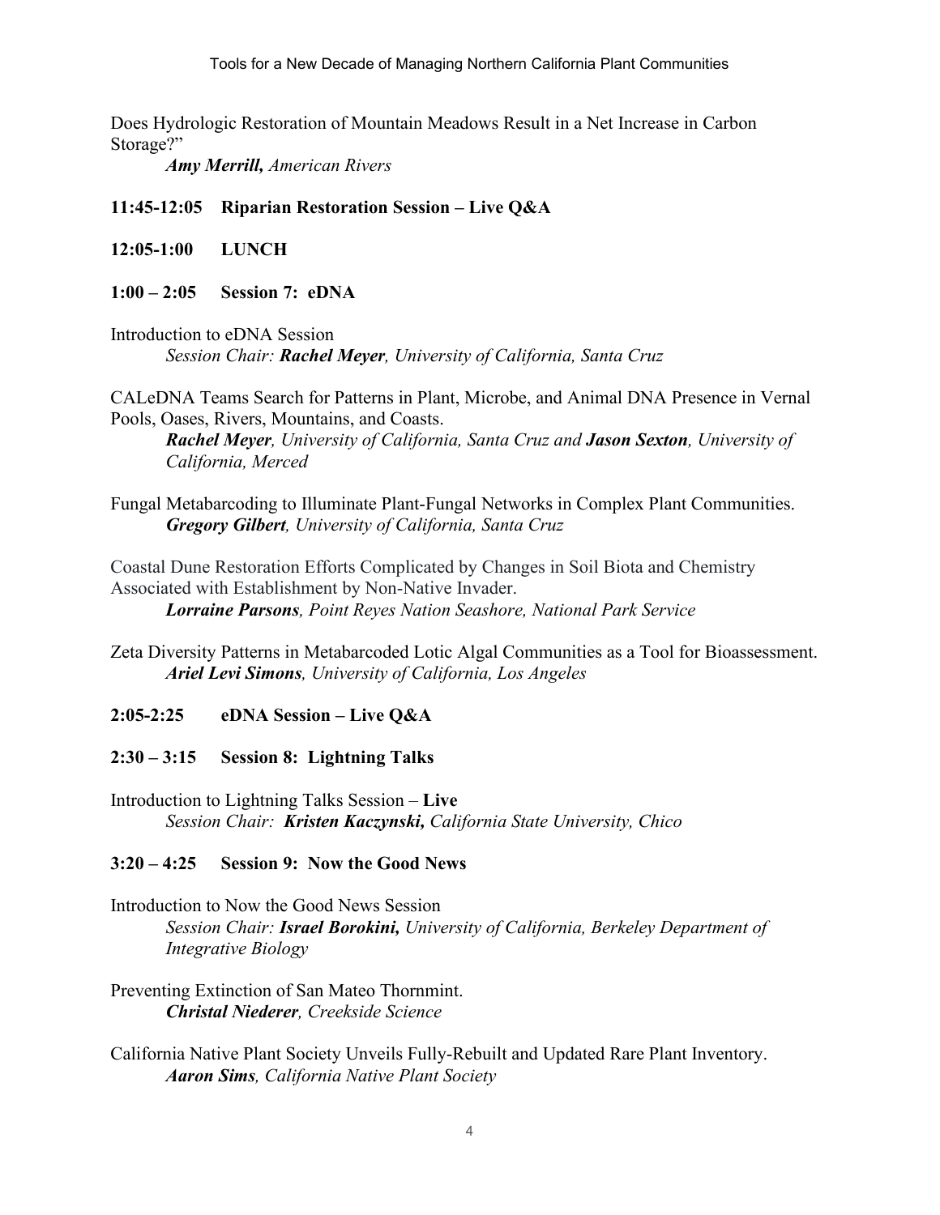Does Hydrologic Restoration of Mountain Meadows Result in a Net Increase in Carbon Storage?"

*__Amy Merrill,__ American Rivers*

**11:45-12:05 Riparian Restoration Session – Live Q&A**

**12:05-1:00 LUNCH**

**1:00 – 2:05 Session 7: eDNA**

Introduction to eDNA Session

*Session Chair: __Rachel Meyer__, University of California, Santa Cruz*

CALeDNA Teams Search for Patterns in Plant, Microbe, and Animal DNA Presence in Vernal Pools, Oases, Rivers, Mountains, and Coasts.

*__Rachel Meyer__, University of California, Santa Cruz and __Jason Sexton__, University of California, Merced*

Fungal Metabarcoding to Illuminate Plant-Fungal Networks in Complex Plant Communities.

*__Gregory Gilbert__, University of California, Santa Cruz*

Coastal Dune Restoration Efforts Complicated by Changes in Soil Biota and Chemistry Associated with Establishment by Non-Native Invader.

*__Lorraine Parsons__, Point Reyes Nation Seashore, National Park Service*

Zeta Diversity Patterns in Metabarcoded Lotic Algal Communities as a Tool for Bioassessment.

*__Ariel Levi Simons__, University of California, Los Angeles*

**2:05-2:25 eDNA Session – Live Q&A**

**2:30 – 3:15 Session 8: Lightning Talks**

Introduction to Lightning Talks Session – **Live**

*Session Chair: __Kristen Kaczynski__, California State University, Chico*

**3:20 – 4:25 Session 9: Now the Good News**

Introduction to Now the Good News Session

*Session Chair: __Israel Borokini,__ University of California, Berkeley Department of Integrative Biology*

Preventing Extinction of San Mateo Thornmint.

*__Christal Niederer__, Creekside Science*

California Native Plant Society Unveils Fully-Rebuilt and Updated Rare Plant Inventory.

*__Aaron Sims__, California Native Plant Society*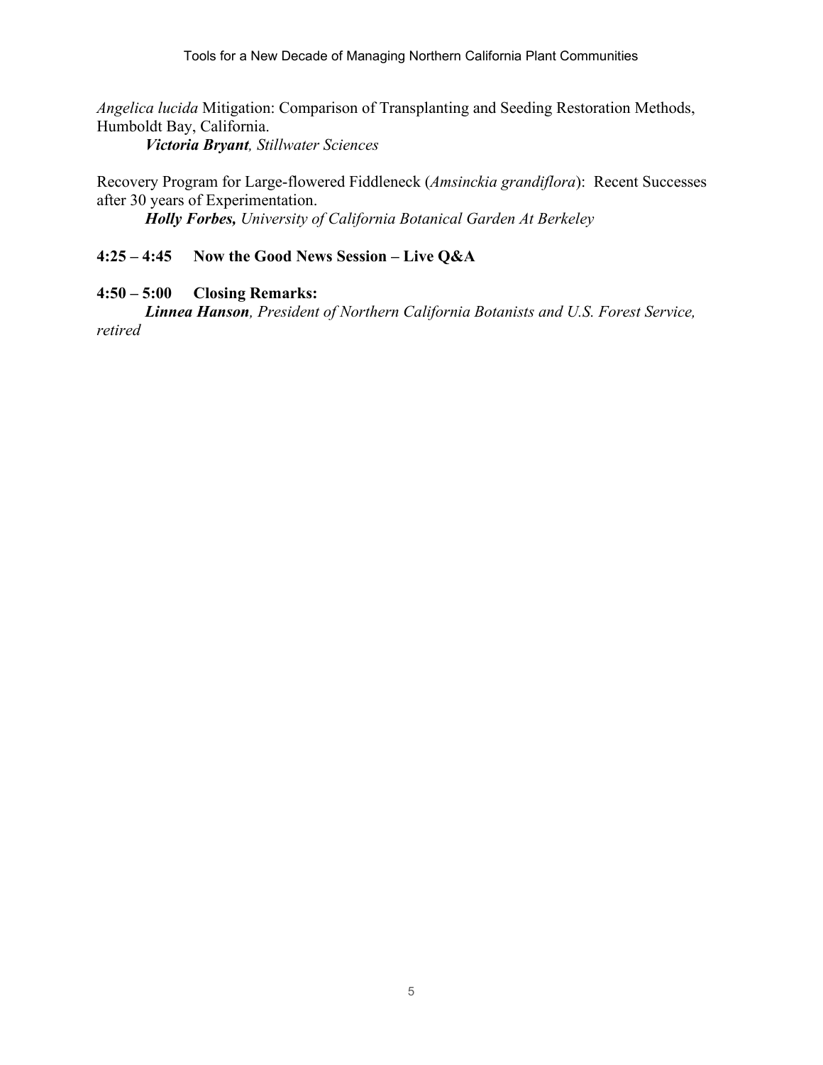*Angelica lucida* Mitigation: Comparison of Transplanting and Seeding Restoration Methods, Humboldt Bay, California.

***Victoria Bryant**, Stillwater Sciences*

Recovery Program for Large-flowered Fiddleneck (*Amsinckia grandiflora*): Recent Successes after 30 years of Experimentation.

***Holly Forbes,** University of California Botanical Garden At Berkeley*

**4:25 – 4:45 Now the Good News Session – Live Q&A**

**4:50 – 5:00 Closing Remarks:**

***Linnea Hanson**, President of Northern California Botanists and U.S. Forest Service, retired*